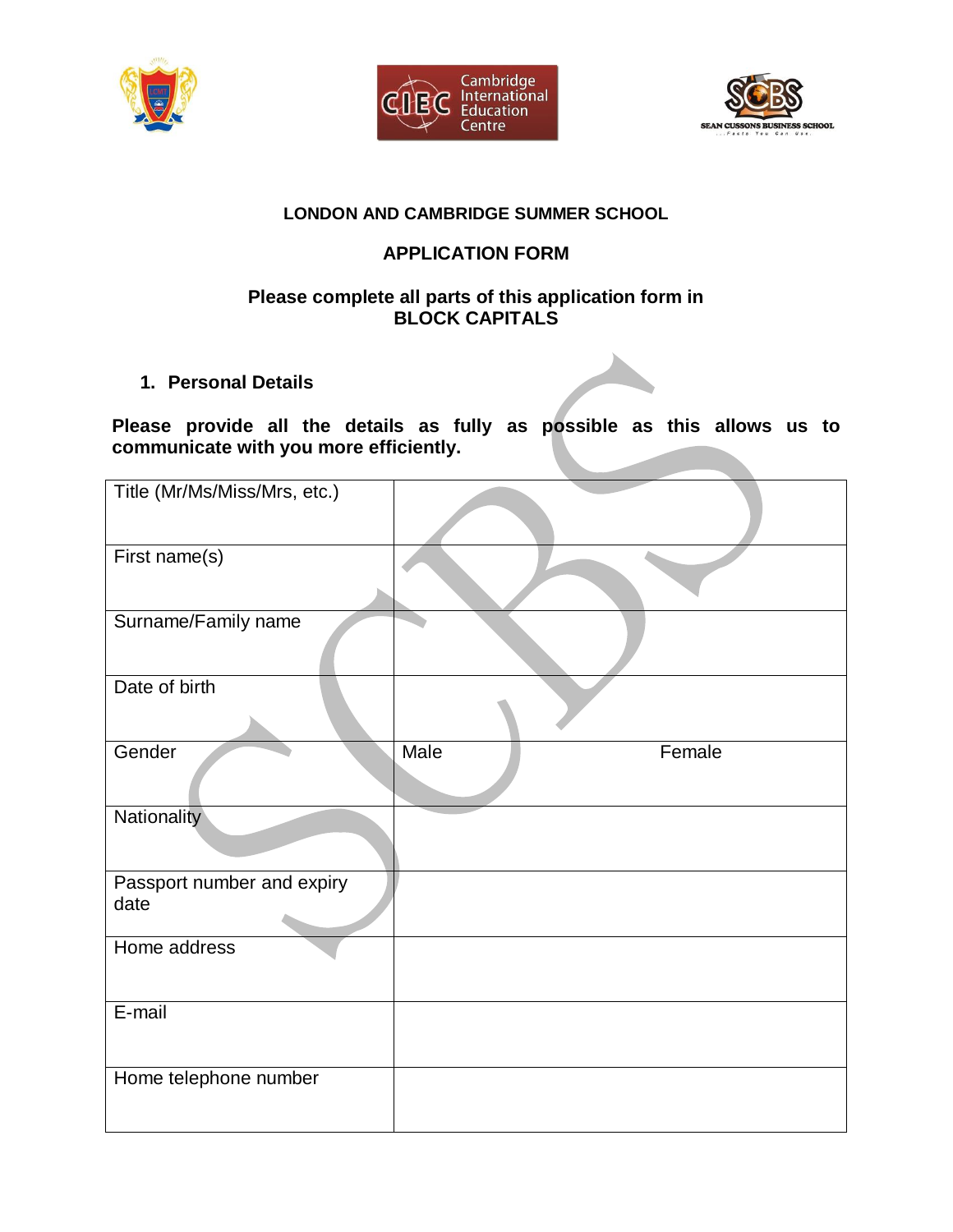**LONDON AND CAMBRIDGE SUMMER SCHOOL**

**APPLICATION FORM**

**Please complete all parts of this application form in BLOCK CAPITALS**

## 1. Personal Details

**Please provide all the details as fully as possible as this allows us to communicate with you more efficiently.**

| | | |
|---|---|---|
| Title (Mr/Ms/Miss/Mrs, etc.) | | |
| First name(s) | | |
| Surname/Family name | | |
| Date of birth | | |
| Gender | Male | Female |
| Nationality | | |
| Passport number and expiry date | | |
| Home address | | |
| E-mail | | |
| Home telephone number | | |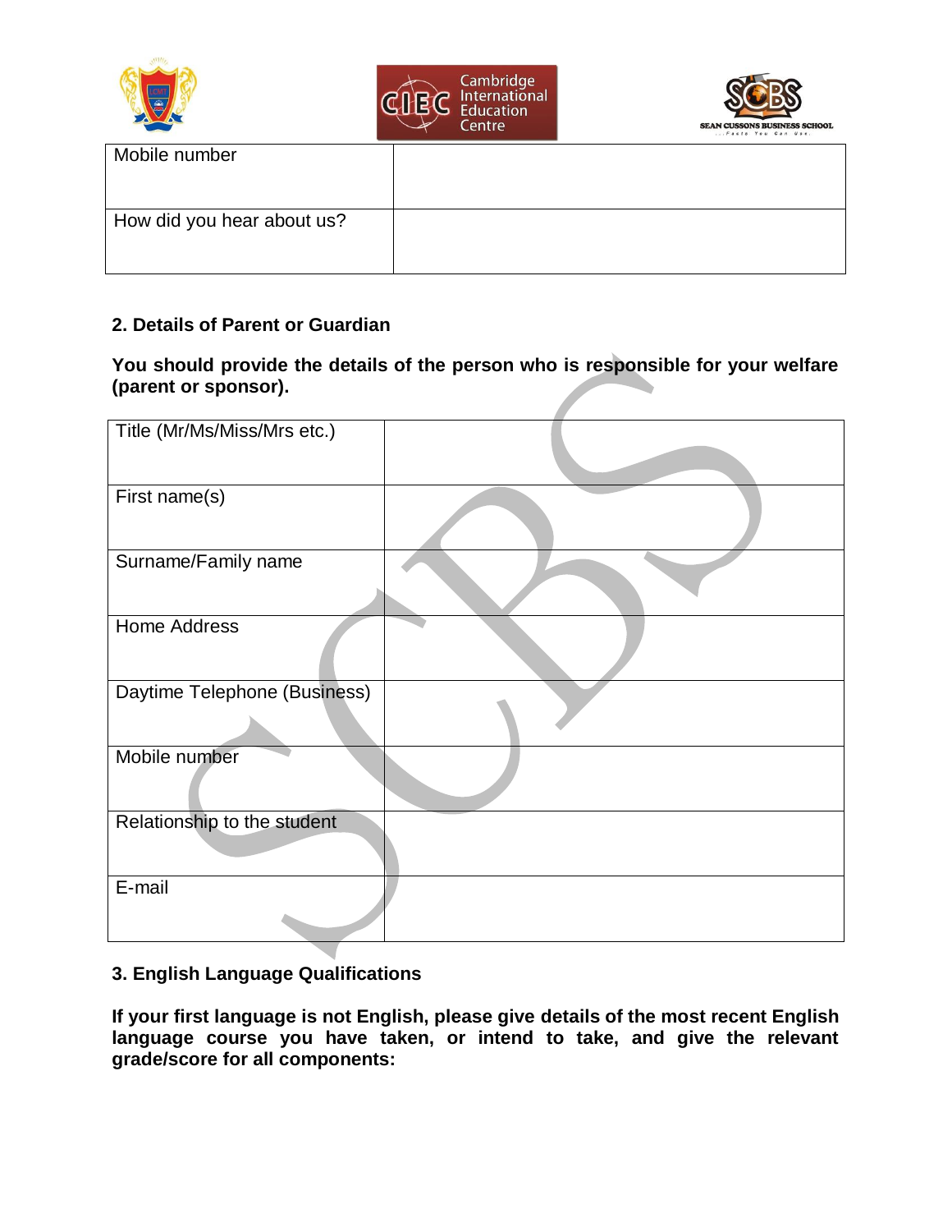| Mobile number | |
|---|---|
| How did you hear about us? | |

**2. Details of Parent or Guardian**

**You should provide the details of the person who is responsible for your welfare (parent or sponsor).**

| Title (Mr/Ms/Miss/Mrs etc.) | |
|---|---|
| First name(s) | |
| Surname/Family name | |
| Home Address | |
| Daytime Telephone (Business) | |
| Mobile number | |
| Relationship to the student | |
| E-mail | |

**3. English Language Qualifications**

**If your first language is not English, please give details of the most recent English language course you have taken, or intend to take, and give the relevant grade/score for all components:**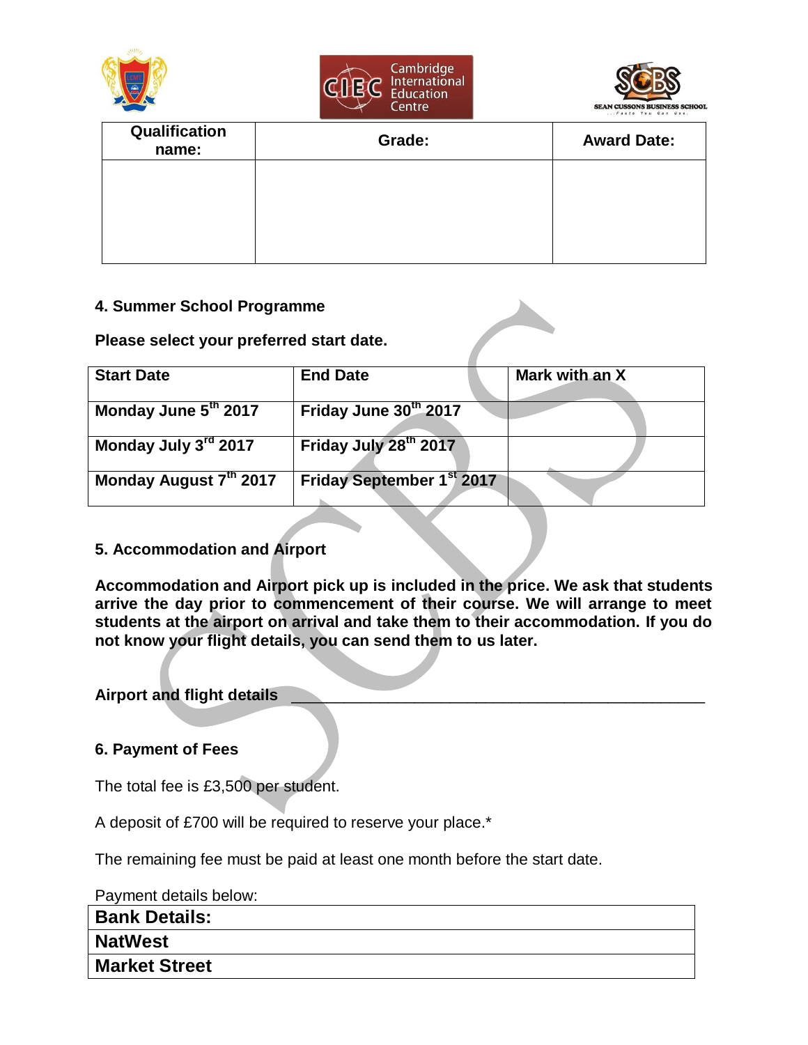| Qualification name: | Grade: | Award Date: |
|---|---|---|
| | | |

**4. Summer School Programme**

**Please select your preferred start date.**

| Start Date | End Date | Mark with an X |
|---|---|---|
| **Monday June 5th 2017** | **Friday June 30th 2017** | |
| **Monday July 3rd 2017** | **Friday July 28th 2017** | |
| **Monday August 7th 2017** | **Friday September 1st 2017** | |

**5. Accommodation and Airport**

**Accommodation and Airport pick up is included in the price. We ask that students arrive the day prior to commencement of their course. We will arrange to meet students at the airport on arrival and take them to their accommodation. If you do not know your flight details, you can send them to us later.**

**Airport and flight details** ______________________________________________

**6. Payment of Fees**

The total fee is £3,500 per student.

A deposit of £700 will be required to reserve your place.*

The remaining fee must be paid at least one month before the start date.

Payment details below:

| **Bank Details:** |
|---|
| **NatWest** |
| **Market Street** |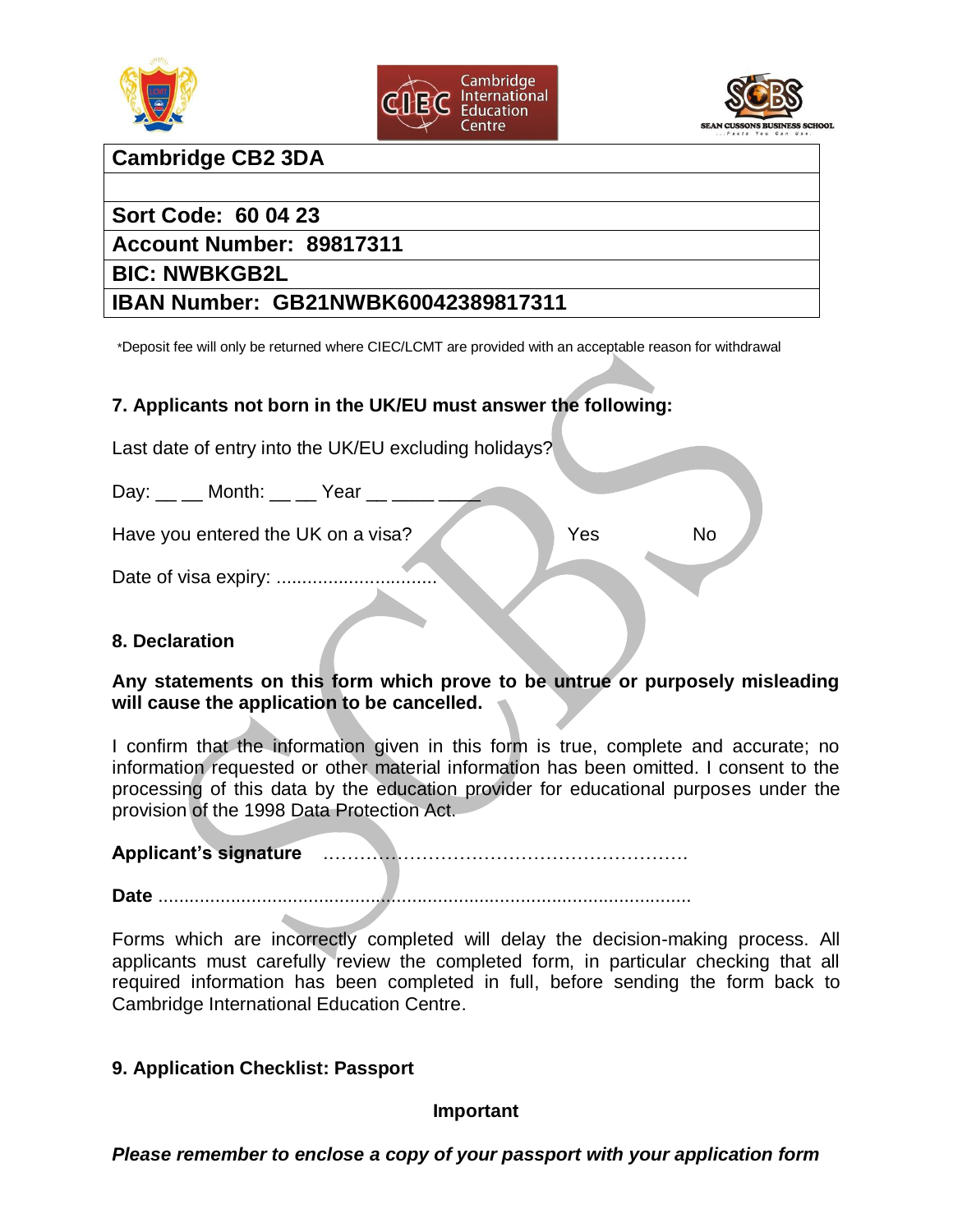| Cambridge CB2 3DA |
|---|
| |
| Sort Code: 60 04 23 |
| Account Number: 89817311 |
| BIC: NWBKGB2L |
| IBAN Number: GB21NWBK60042389817311 |

*Deposit fee will only be returned where CIEC/LCMT are provided with an acceptable reason for withdrawal

## 7. Applicants not born in the UK/EU must answer the following:

Last date of entry into the UK/EU excluding holidays?

Day: __ __ Month: __ __ Year __ ____ ____

Have you entered the UK on a visa? Yes No

Date of visa expiry: ...............................

## 8. Declaration

**Any statements on this form which prove to be untrue or purposely misleading will cause the application to be cancelled.**

I confirm that the information given in this form is true, complete and accurate; no information requested or other material information has been omitted. I consent to the processing of this data by the education provider for educational purposes under the provision of the 1998 Data Protection Act.

**Applicant's signature** …………………………………………………

**Date** ......................................................................................................

Forms which are incorrectly completed will delay the decision-making process. All applicants must carefully review the completed form, in particular checking that all required information has been completed in full, before sending the form back to Cambridge International Education Centre.

## 9. Application Checklist: Passport

**Important**

***Please remember to enclose a copy of your passport with your application form***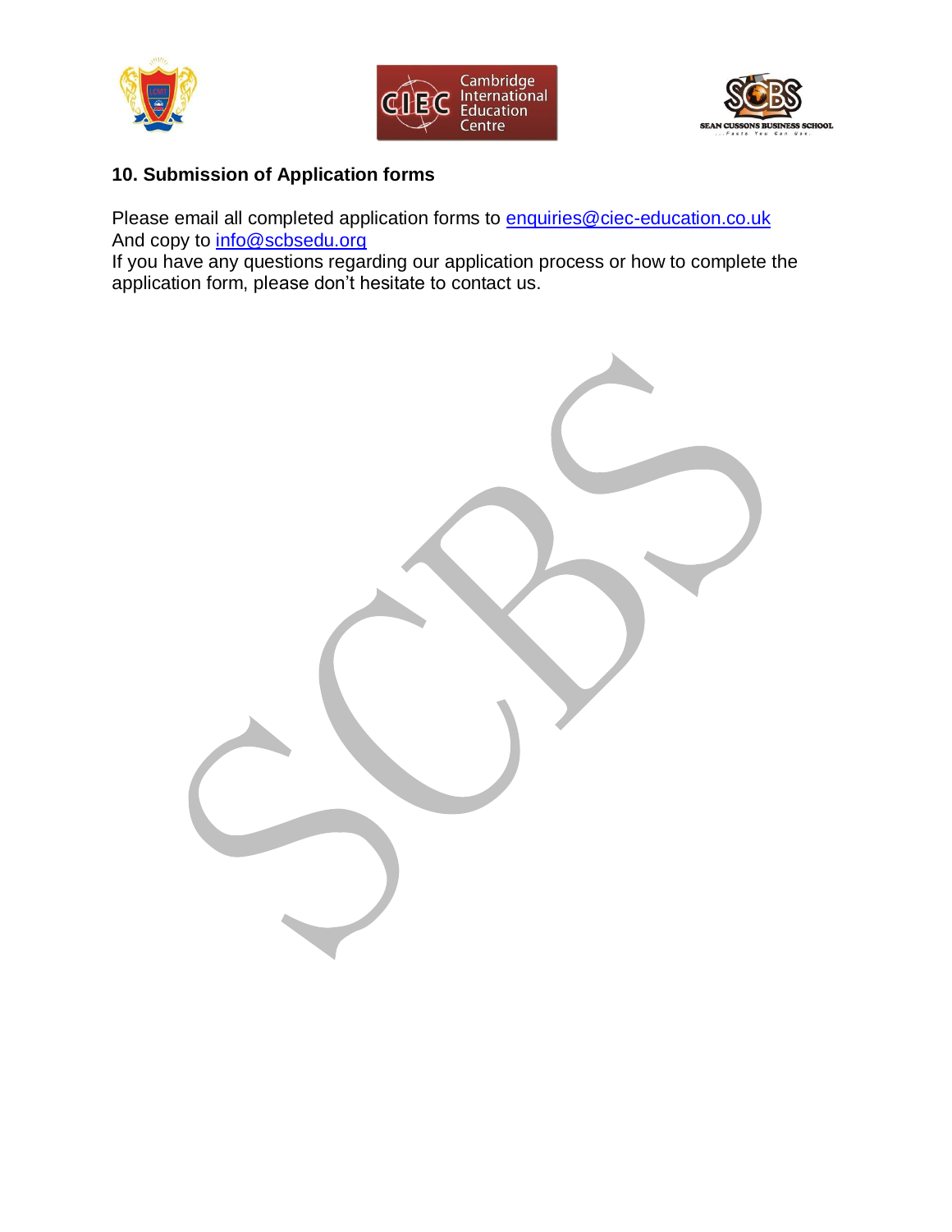## 10. Submission of Application forms

Please email all completed application forms to enquiries@ciec-education.co.uk
And copy to info@scbsedu.org
If you have any questions regarding our application process or how to complete the application form, please don't hesitate to contact us.